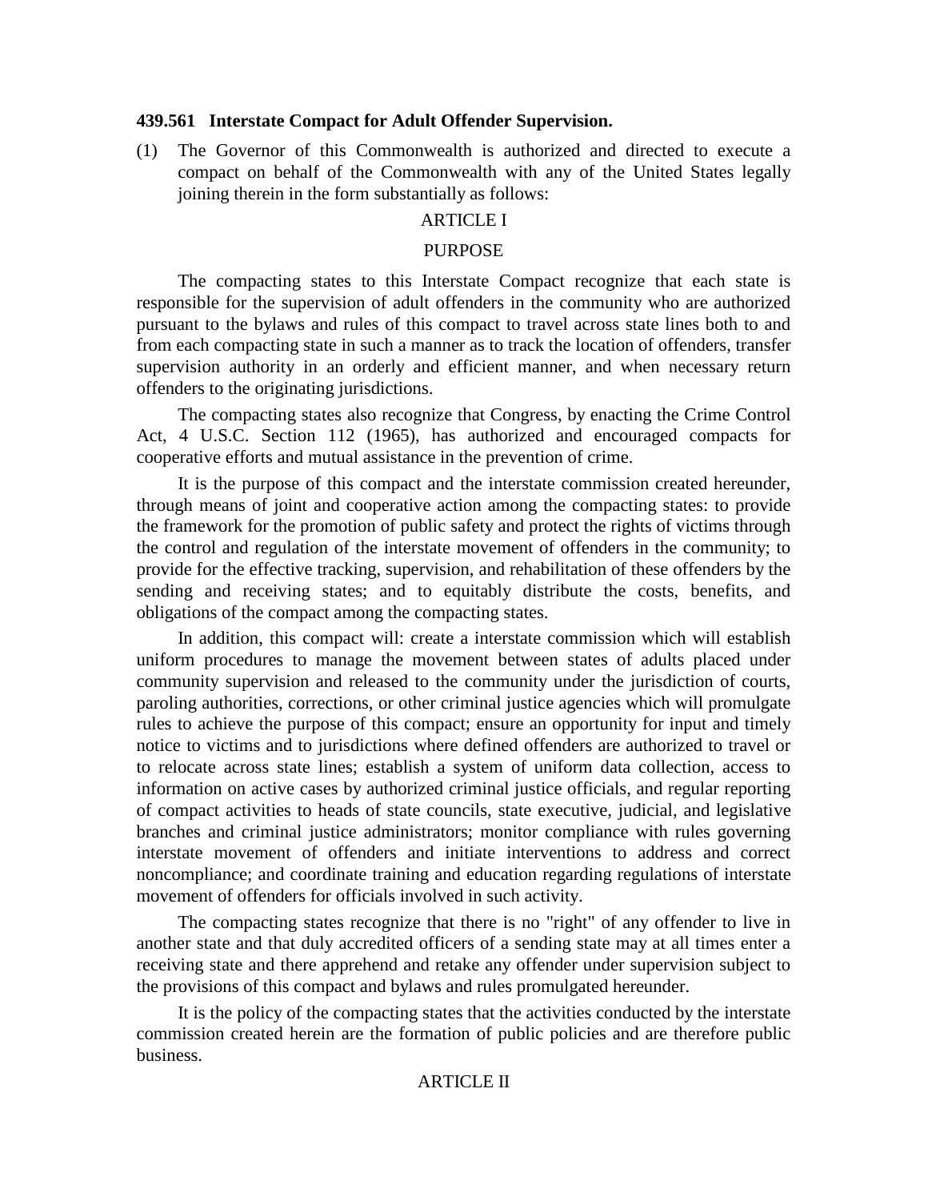**439.561 Interstate Compact for Adult Offender Supervision.**

(1) The Governor of this Commonwealth is authorized and directed to execute a compact on behalf of the Commonwealth with any of the United States legally joining therein in the form substantially as follows:

ARTICLE I

PURPOSE

The compacting states to this Interstate Compact recognize that each state is responsible for the supervision of adult offenders in the community who are authorized pursuant to the bylaws and rules of this compact to travel across state lines both to and from each compacting state in such a manner as to track the location of offenders, transfer supervision authority in an orderly and efficient manner, and when necessary return offenders to the originating jurisdictions.

The compacting states also recognize that Congress, by enacting the Crime Control Act, 4 U.S.C. Section 112 (1965), has authorized and encouraged compacts for cooperative efforts and mutual assistance in the prevention of crime.

It is the purpose of this compact and the interstate commission created hereunder, through means of joint and cooperative action among the compacting states: to provide the framework for the promotion of public safety and protect the rights of victims through the control and regulation of the interstate movement of offenders in the community; to provide for the effective tracking, supervision, and rehabilitation of these offenders by the sending and receiving states; and to equitably distribute the costs, benefits, and obligations of the compact among the compacting states.

In addition, this compact will: create a interstate commission which will establish uniform procedures to manage the movement between states of adults placed under community supervision and released to the community under the jurisdiction of courts, paroling authorities, corrections, or other criminal justice agencies which will promulgate rules to achieve the purpose of this compact; ensure an opportunity for input and timely notice to victims and to jurisdictions where defined offenders are authorized to travel or to relocate across state lines; establish a system of uniform data collection, access to information on active cases by authorized criminal justice officials, and regular reporting of compact activities to heads of state councils, state executive, judicial, and legislative branches and criminal justice administrators; monitor compliance with rules governing interstate movement of offenders and initiate interventions to address and correct noncompliance; and coordinate training and education regarding regulations of interstate movement of offenders for officials involved in such activity.

The compacting states recognize that there is no "right" of any offender to live in another state and that duly accredited officers of a sending state may at all times enter a receiving state and there apprehend and retake any offender under supervision subject to the provisions of this compact and bylaws and rules promulgated hereunder.

It is the policy of the compacting states that the activities conducted by the interstate commission created herein are the formation of public policies and are therefore public business.

ARTICLE II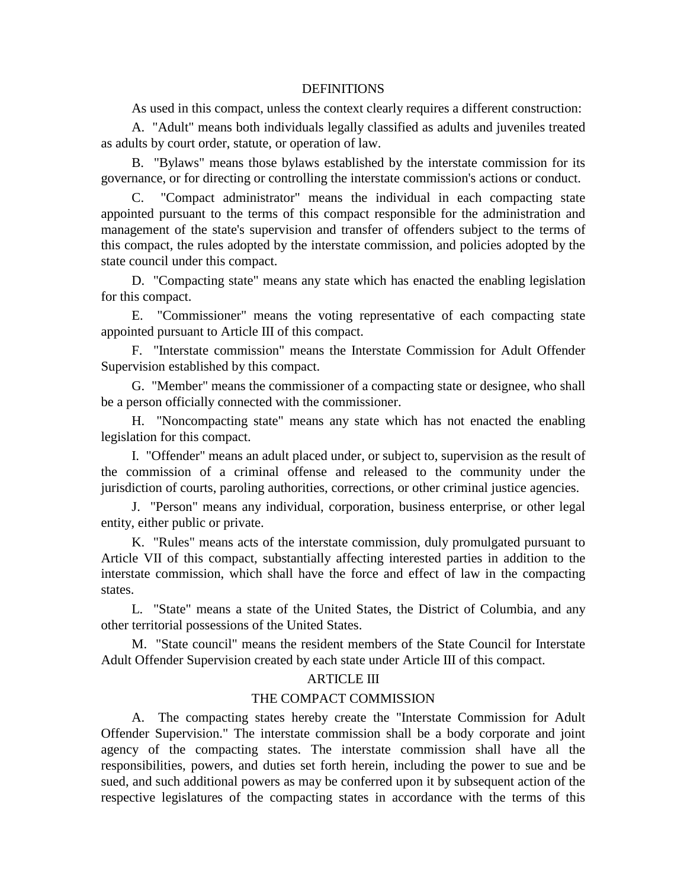## DEFINITIONS

As used in this compact, unless the context clearly requires a different construction:

A. "Adult" means both individuals legally classified as adults and juveniles treated as adults by court order, statute, or operation of law.

B. "Bylaws" means those bylaws established by the interstate commission for its governance, or for directing or controlling the interstate commission's actions or conduct.

C. "Compact administrator" means the individual in each compacting state appointed pursuant to the terms of this compact responsible for the administration and management of the state's supervision and transfer of offenders subject to the terms of this compact, the rules adopted by the interstate commission, and policies adopted by the state council under this compact.

D. "Compacting state" means any state which has enacted the enabling legislation for this compact.

E. "Commissioner" means the voting representative of each compacting state appointed pursuant to Article III of this compact.

F. "Interstate commission" means the Interstate Commission for Adult Offender Supervision established by this compact.

G. "Member" means the commissioner of a compacting state or designee, who shall be a person officially connected with the commissioner.

H. "Noncompacting state" means any state which has not enacted the enabling legislation for this compact.

I. "Offender" means an adult placed under, or subject to, supervision as the result of the commission of a criminal offense and released to the community under the jurisdiction of courts, paroling authorities, corrections, or other criminal justice agencies.

J. "Person" means any individual, corporation, business enterprise, or other legal entity, either public or private.

K. "Rules" means acts of the interstate commission, duly promulgated pursuant to Article VII of this compact, substantially affecting interested parties in addition to the interstate commission, which shall have the force and effect of law in the compacting states.

L. "State" means a state of the United States, the District of Columbia, and any other territorial possessions of the United States.

M. "State council" means the resident members of the State Council for Interstate Adult Offender Supervision created by each state under Article III of this compact.

## ARTICLE III

## THE COMPACT COMMISSION

A. The compacting states hereby create the "Interstate Commission for Adult Offender Supervision." The interstate commission shall be a body corporate and joint agency of the compacting states. The interstate commission shall have all the responsibilities, powers, and duties set forth herein, including the power to sue and be sued, and such additional powers as may be conferred upon it by subsequent action of the respective legislatures of the compacting states in accordance with the terms of this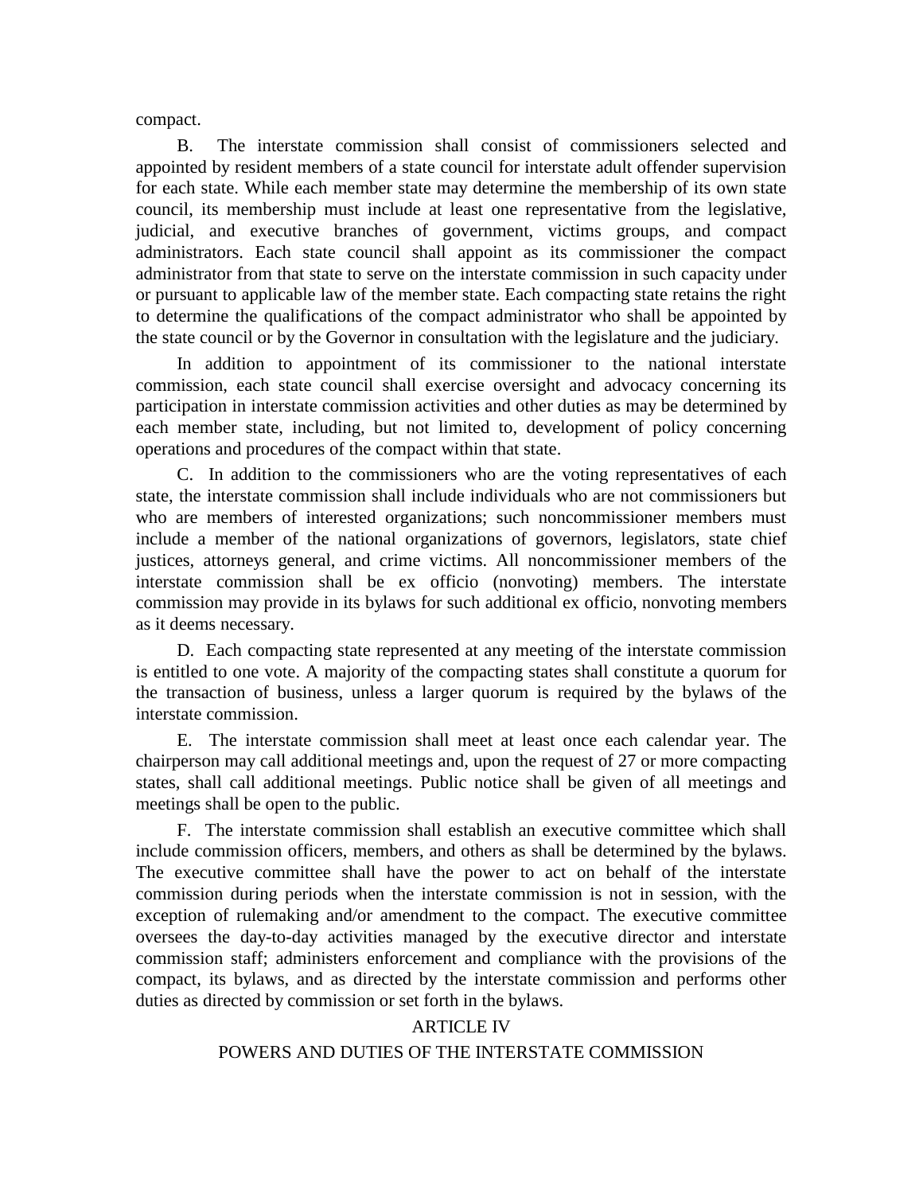compact.

B. The interstate commission shall consist of commissioners selected and appointed by resident members of a state council for interstate adult offender supervision for each state. While each member state may determine the membership of its own state council, its membership must include at least one representative from the legislative, judicial, and executive branches of government, victims groups, and compact administrators. Each state council shall appoint as its commissioner the compact administrator from that state to serve on the interstate commission in such capacity under or pursuant to applicable law of the member state. Each compacting state retains the right to determine the qualifications of the compact administrator who shall be appointed by the state council or by the Governor in consultation with the legislature and the judiciary.

In addition to appointment of its commissioner to the national interstate commission, each state council shall exercise oversight and advocacy concerning its participation in interstate commission activities and other duties as may be determined by each member state, including, but not limited to, development of policy concerning operations and procedures of the compact within that state.

C. In addition to the commissioners who are the voting representatives of each state, the interstate commission shall include individuals who are not commissioners but who are members of interested organizations; such noncommissioner members must include a member of the national organizations of governors, legislators, state chief justices, attorneys general, and crime victims. All noncommissioner members of the interstate commission shall be ex officio (nonvoting) members. The interstate commission may provide in its bylaws for such additional ex officio, nonvoting members as it deems necessary.

D. Each compacting state represented at any meeting of the interstate commission is entitled to one vote. A majority of the compacting states shall constitute a quorum for the transaction of business, unless a larger quorum is required by the bylaws of the interstate commission.

E. The interstate commission shall meet at least once each calendar year. The chairperson may call additional meetings and, upon the request of 27 or more compacting states, shall call additional meetings. Public notice shall be given of all meetings and meetings shall be open to the public.

F. The interstate commission shall establish an executive committee which shall include commission officers, members, and others as shall be determined by the bylaws. The executive committee shall have the power to act on behalf of the interstate commission during periods when the interstate commission is not in session, with the exception of rulemaking and/or amendment to the compact. The executive committee oversees the day-to-day activities managed by the executive director and interstate commission staff; administers enforcement and compliance with the provisions of the compact, its bylaws, and as directed by the interstate commission and performs other duties as directed by commission or set forth in the bylaws.

## ARTICLE IV

## POWERS AND DUTIES OF THE INTERSTATE COMMISSION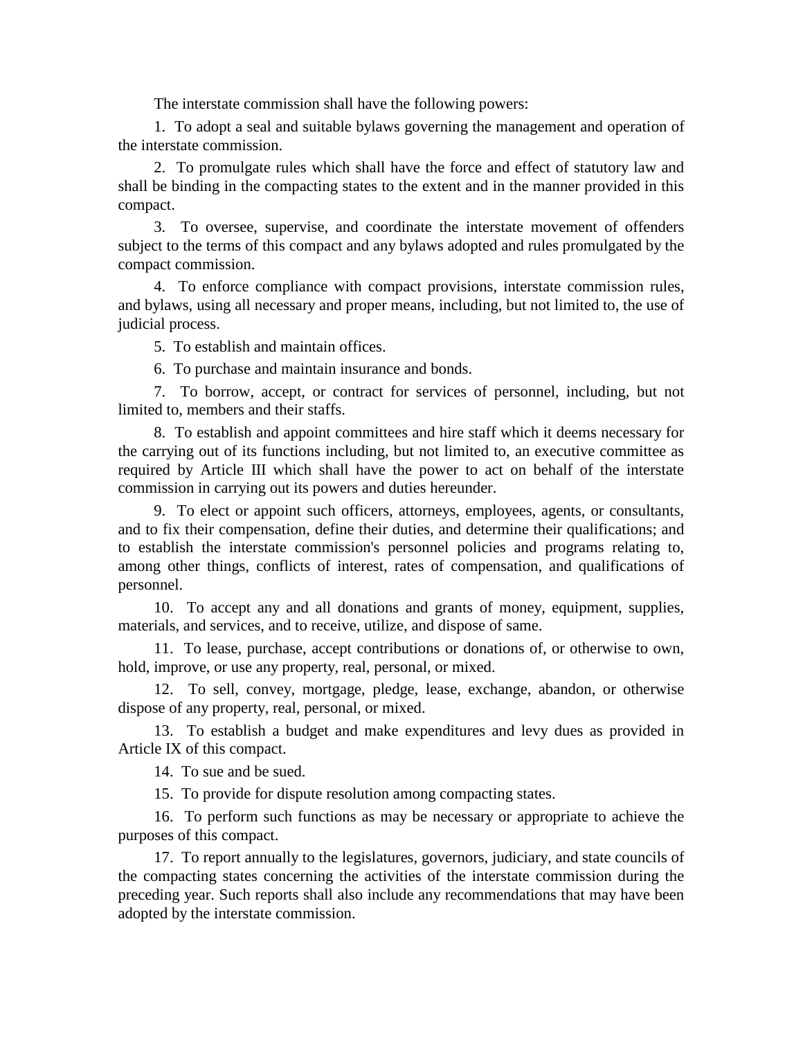The interstate commission shall have the following powers:

1. To adopt a seal and suitable bylaws governing the management and operation of the interstate commission.

2. To promulgate rules which shall have the force and effect of statutory law and shall be binding in the compacting states to the extent and in the manner provided in this compact.

3. To oversee, supervise, and coordinate the interstate movement of offenders subject to the terms of this compact and any bylaws adopted and rules promulgated by the compact commission.

4. To enforce compliance with compact provisions, interstate commission rules, and bylaws, using all necessary and proper means, including, but not limited to, the use of judicial process.

5. To establish and maintain offices.

6. To purchase and maintain insurance and bonds.

7. To borrow, accept, or contract for services of personnel, including, but not limited to, members and their staffs.

8. To establish and appoint committees and hire staff which it deems necessary for the carrying out of its functions including, but not limited to, an executive committee as required by Article III which shall have the power to act on behalf of the interstate commission in carrying out its powers and duties hereunder.

9. To elect or appoint such officers, attorneys, employees, agents, or consultants, and to fix their compensation, define their duties, and determine their qualifications; and to establish the interstate commission's personnel policies and programs relating to, among other things, conflicts of interest, rates of compensation, and qualifications of personnel.

10. To accept any and all donations and grants of money, equipment, supplies, materials, and services, and to receive, utilize, and dispose of same.

11. To lease, purchase, accept contributions or donations of, or otherwise to own, hold, improve, or use any property, real, personal, or mixed.

12. To sell, convey, mortgage, pledge, lease, exchange, abandon, or otherwise dispose of any property, real, personal, or mixed.

13. To establish a budget and make expenditures and levy dues as provided in Article IX of this compact.

14. To sue and be sued.

15. To provide for dispute resolution among compacting states.

16. To perform such functions as may be necessary or appropriate to achieve the purposes of this compact.

17. To report annually to the legislatures, governors, judiciary, and state councils of the compacting states concerning the activities of the interstate commission during the preceding year. Such reports shall also include any recommendations that may have been adopted by the interstate commission.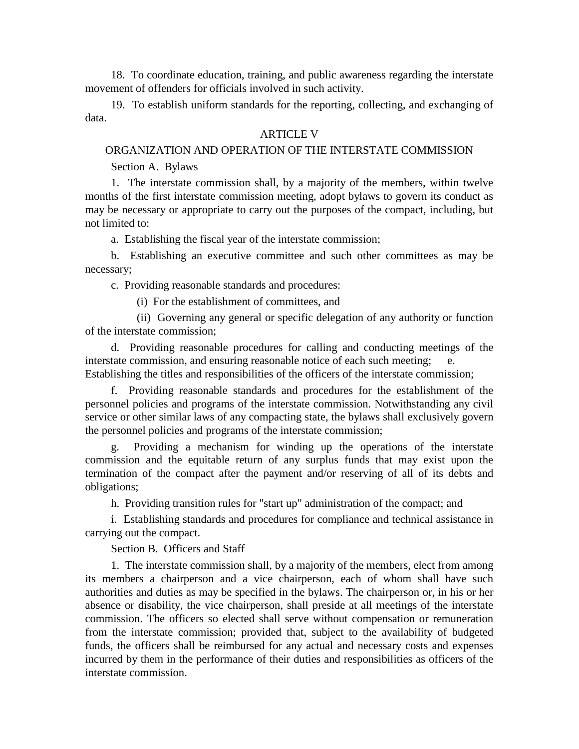18. To coordinate education, training, and public awareness regarding the interstate movement of offenders for officials involved in such activity.

19. To establish uniform standards for the reporting, collecting, and exchanging of data.

ARTICLE V

ORGANIZATION AND OPERATION OF THE INTERSTATE COMMISSION

Section A. Bylaws

1. The interstate commission shall, by a majority of the members, within twelve months of the first interstate commission meeting, adopt bylaws to govern its conduct as may be necessary or appropriate to carry out the purposes of the compact, including, but not limited to:

a. Establishing the fiscal year of the interstate commission;

b. Establishing an executive committee and such other committees as may be necessary;

c. Providing reasonable standards and procedures:

(i) For the establishment of committees, and

(ii) Governing any general or specific delegation of any authority or function of the interstate commission;

d. Providing reasonable procedures for calling and conducting meetings of the interstate commission, and ensuring reasonable notice of each such meeting; e. Establishing the titles and responsibilities of the officers of the interstate commission;

f. Providing reasonable standards and procedures for the establishment of the personnel policies and programs of the interstate commission. Notwithstanding any civil service or other similar laws of any compacting state, the bylaws shall exclusively govern the personnel policies and programs of the interstate commission;

g. Providing a mechanism for winding up the operations of the interstate commission and the equitable return of any surplus funds that may exist upon the termination of the compact after the payment and/or reserving of all of its debts and obligations;

h. Providing transition rules for "start up" administration of the compact; and

i. Establishing standards and procedures for compliance and technical assistance in carrying out the compact.

Section B. Officers and Staff

1. The interstate commission shall, by a majority of the members, elect from among its members a chairperson and a vice chairperson, each of whom shall have such authorities and duties as may be specified in the bylaws. The chairperson or, in his or her absence or disability, the vice chairperson, shall preside at all meetings of the interstate commission. The officers so elected shall serve without compensation or remuneration from the interstate commission; provided that, subject to the availability of budgeted funds, the officers shall be reimbursed for any actual and necessary costs and expenses incurred by them in the performance of their duties and responsibilities as officers of the interstate commission.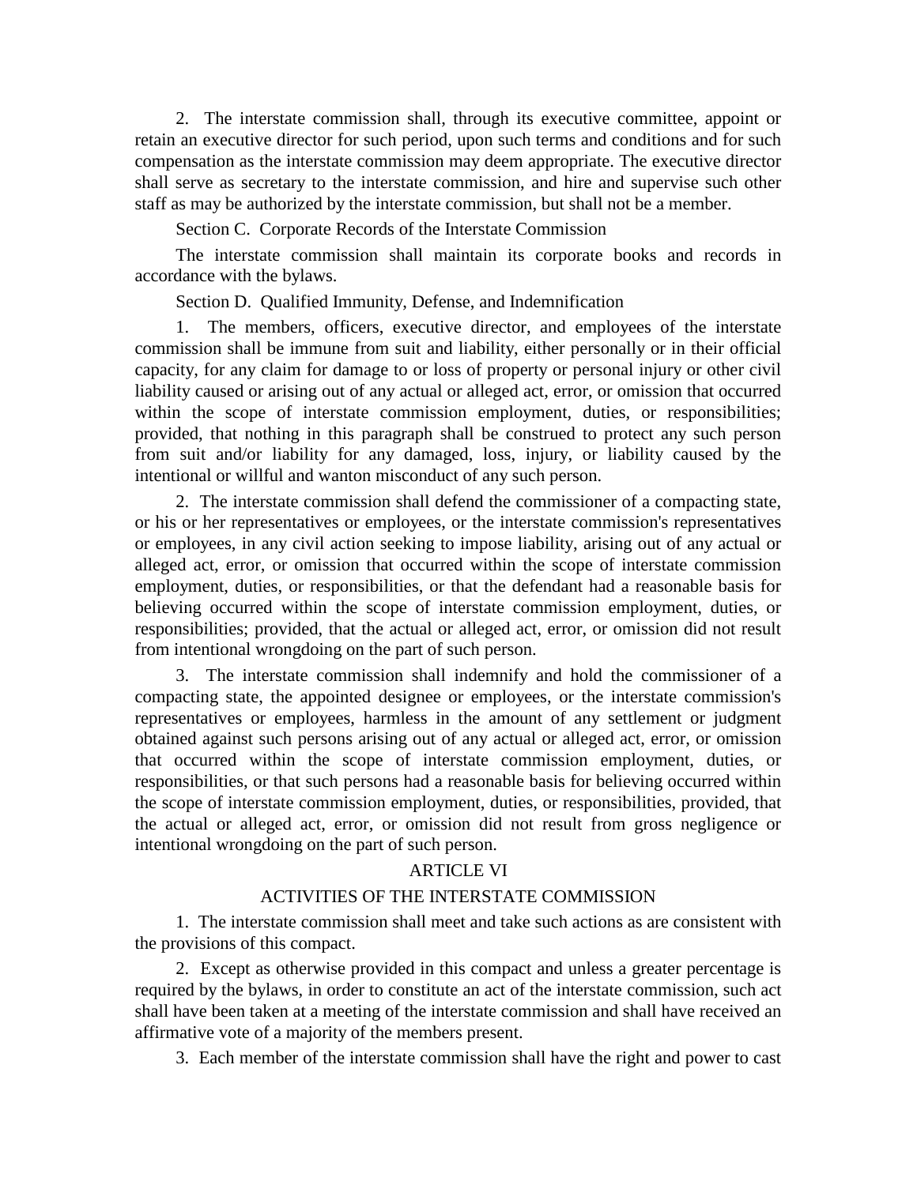2. The interstate commission shall, through its executive committee, appoint or retain an executive director for such period, upon such terms and conditions and for such compensation as the interstate commission may deem appropriate. The executive director shall serve as secretary to the interstate commission, and hire and supervise such other staff as may be authorized by the interstate commission, but shall not be a member.

Section C. Corporate Records of the Interstate Commission

The interstate commission shall maintain its corporate books and records in accordance with the bylaws.

Section D. Qualified Immunity, Defense, and Indemnification

1. The members, officers, executive director, and employees of the interstate commission shall be immune from suit and liability, either personally or in their official capacity, for any claim for damage to or loss of property or personal injury or other civil liability caused or arising out of any actual or alleged act, error, or omission that occurred within the scope of interstate commission employment, duties, or responsibilities; provided, that nothing in this paragraph shall be construed to protect any such person from suit and/or liability for any damaged, loss, injury, or liability caused by the intentional or willful and wanton misconduct of any such person.

2. The interstate commission shall defend the commissioner of a compacting state, or his or her representatives or employees, or the interstate commission's representatives or employees, in any civil action seeking to impose liability, arising out of any actual or alleged act, error, or omission that occurred within the scope of interstate commission employment, duties, or responsibilities, or that the defendant had a reasonable basis for believing occurred within the scope of interstate commission employment, duties, or responsibilities; provided, that the actual or alleged act, error, or omission did not result from intentional wrongdoing on the part of such person.

3. The interstate commission shall indemnify and hold the commissioner of a compacting state, the appointed designee or employees, or the interstate commission's representatives or employees, harmless in the amount of any settlement or judgment obtained against such persons arising out of any actual or alleged act, error, or omission that occurred within the scope of interstate commission employment, duties, or responsibilities, or that such persons had a reasonable basis for believing occurred within the scope of interstate commission employment, duties, or responsibilities, provided, that the actual or alleged act, error, or omission did not result from gross negligence or intentional wrongdoing on the part of such person.

## ARTICLE VI

## ACTIVITIES OF THE INTERSTATE COMMISSION

1. The interstate commission shall meet and take such actions as are consistent with the provisions of this compact.

2. Except as otherwise provided in this compact and unless a greater percentage is required by the bylaws, in order to constitute an act of the interstate commission, such act shall have been taken at a meeting of the interstate commission and shall have received an affirmative vote of a majority of the members present.

3. Each member of the interstate commission shall have the right and power to cast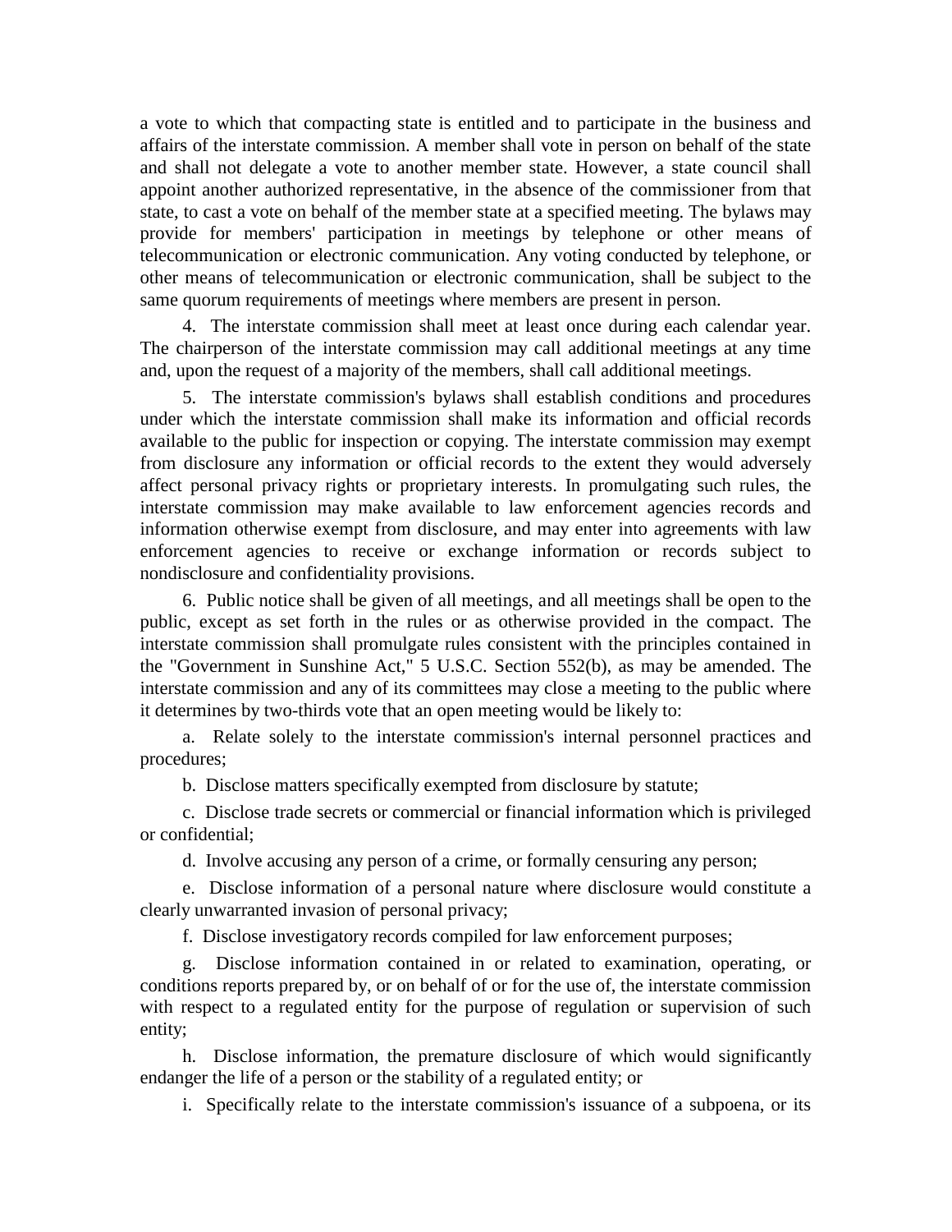a vote to which that compacting state is entitled and to participate in the business and affairs of the interstate commission. A member shall vote in person on behalf of the state and shall not delegate a vote to another member state. However, a state council shall appoint another authorized representative, in the absence of the commissioner from that state, to cast a vote on behalf of the member state at a specified meeting. The bylaws may provide for members' participation in meetings by telephone or other means of telecommunication or electronic communication. Any voting conducted by telephone, or other means of telecommunication or electronic communication, shall be subject to the same quorum requirements of meetings where members are present in person.

4. The interstate commission shall meet at least once during each calendar year. The chairperson of the interstate commission may call additional meetings at any time and, upon the request of a majority of the members, shall call additional meetings.

5. The interstate commission's bylaws shall establish conditions and procedures under which the interstate commission shall make its information and official records available to the public for inspection or copying. The interstate commission may exempt from disclosure any information or official records to the extent they would adversely affect personal privacy rights or proprietary interests. In promulgating such rules, the interstate commission may make available to law enforcement agencies records and information otherwise exempt from disclosure, and may enter into agreements with law enforcement agencies to receive or exchange information or records subject to nondisclosure and confidentiality provisions.

6. Public notice shall be given of all meetings, and all meetings shall be open to the public, except as set forth in the rules or as otherwise provided in the compact. The interstate commission shall promulgate rules consistent with the principles contained in the "Government in Sunshine Act," 5 U.S.C. Section 552(b), as may be amended. The interstate commission and any of its committees may close a meeting to the public where it determines by two-thirds vote that an open meeting would be likely to:

a. Relate solely to the interstate commission's internal personnel practices and procedures;

b. Disclose matters specifically exempted from disclosure by statute;

c. Disclose trade secrets or commercial or financial information which is privileged or confidential;

d. Involve accusing any person of a crime, or formally censuring any person;

e. Disclose information of a personal nature where disclosure would constitute a clearly unwarranted invasion of personal privacy;

f. Disclose investigatory records compiled for law enforcement purposes;

g. Disclose information contained in or related to examination, operating, or conditions reports prepared by, or on behalf of or for the use of, the interstate commission with respect to a regulated entity for the purpose of regulation or supervision of such entity;

h. Disclose information, the premature disclosure of which would significantly endanger the life of a person or the stability of a regulated entity; or

i. Specifically relate to the interstate commission's issuance of a subpoena, or its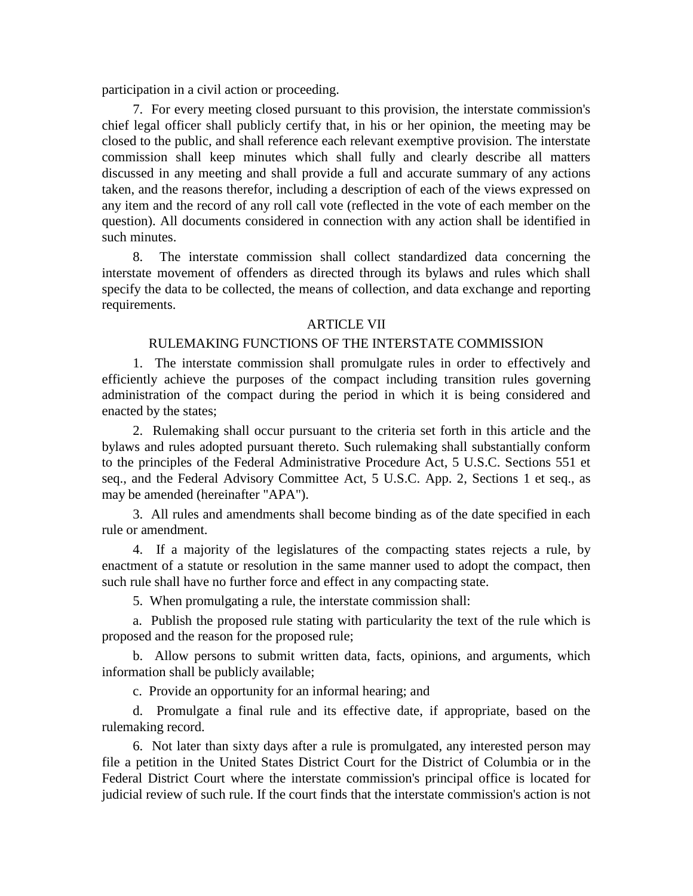participation in a civil action or proceeding.

7. For every meeting closed pursuant to this provision, the interstate commission's chief legal officer shall publicly certify that, in his or her opinion, the meeting may be closed to the public, and shall reference each relevant exemptive provision. The interstate commission shall keep minutes which shall fully and clearly describe all matters discussed in any meeting and shall provide a full and accurate summary of any actions taken, and the reasons therefor, including a description of each of the views expressed on any item and the record of any roll call vote (reflected in the vote of each member on the question). All documents considered in connection with any action shall be identified in such minutes.

8. The interstate commission shall collect standardized data concerning the interstate movement of offenders as directed through its bylaws and rules which shall specify the data to be collected, the means of collection, and data exchange and reporting requirements.

## ARTICLE VII

## RULEMAKING FUNCTIONS OF THE INTERSTATE COMMISSION

1. The interstate commission shall promulgate rules in order to effectively and efficiently achieve the purposes of the compact including transition rules governing administration of the compact during the period in which it is being considered and enacted by the states;

2. Rulemaking shall occur pursuant to the criteria set forth in this article and the bylaws and rules adopted pursuant thereto. Such rulemaking shall substantially conform to the principles of the Federal Administrative Procedure Act, 5 U.S.C. Sections 551 et seq., and the Federal Advisory Committee Act, 5 U.S.C. App. 2, Sections 1 et seq., as may be amended (hereinafter "APA").

3. All rules and amendments shall become binding as of the date specified in each rule or amendment.

4. If a majority of the legislatures of the compacting states rejects a rule, by enactment of a statute or resolution in the same manner used to adopt the compact, then such rule shall have no further force and effect in any compacting state.

5. When promulgating a rule, the interstate commission shall:

a. Publish the proposed rule stating with particularity the text of the rule which is proposed and the reason for the proposed rule;

b. Allow persons to submit written data, facts, opinions, and arguments, which information shall be publicly available;

c. Provide an opportunity for an informal hearing; and

d. Promulgate a final rule and its effective date, if appropriate, based on the rulemaking record.

6. Not later than sixty days after a rule is promulgated, any interested person may file a petition in the United States District Court for the District of Columbia or in the Federal District Court where the interstate commission's principal office is located for judicial review of such rule. If the court finds that the interstate commission's action is not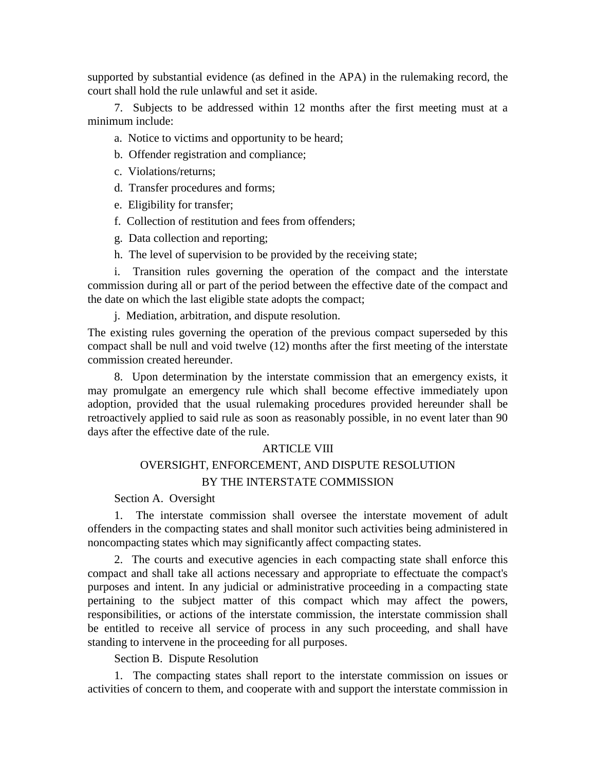supported by substantial evidence (as defined in the APA) in the rulemaking record, the court shall hold the rule unlawful and set it aside.

7. Subjects to be addressed within 12 months after the first meeting must at a minimum include:

a. Notice to victims and opportunity to be heard;

b. Offender registration and compliance;

c. Violations/returns;

d. Transfer procedures and forms;

e. Eligibility for transfer;

f. Collection of restitution and fees from offenders;

g. Data collection and reporting;

h. The level of supervision to be provided by the receiving state;

i. Transition rules governing the operation of the compact and the interstate commission during all or part of the period between the effective date of the compact and the date on which the last eligible state adopts the compact;

j. Mediation, arbitration, and dispute resolution.

The existing rules governing the operation of the previous compact superseded by this compact shall be null and void twelve (12) months after the first meeting of the interstate commission created hereunder.

8. Upon determination by the interstate commission that an emergency exists, it may promulgate an emergency rule which shall become effective immediately upon adoption, provided that the usual rulemaking procedures provided hereunder shall be retroactively applied to said rule as soon as reasonably possible, in no event later than 90 days after the effective date of the rule.

## ARTICLE VIII

## OVERSIGHT, ENFORCEMENT, AND DISPUTE RESOLUTION BY THE INTERSTATE COMMISSION

Section A. Oversight

1. The interstate commission shall oversee the interstate movement of adult offenders in the compacting states and shall monitor such activities being administered in noncompacting states which may significantly affect compacting states.

2. The courts and executive agencies in each compacting state shall enforce this compact and shall take all actions necessary and appropriate to effectuate the compact's purposes and intent. In any judicial or administrative proceeding in a compacting state pertaining to the subject matter of this compact which may affect the powers, responsibilities, or actions of the interstate commission, the interstate commission shall be entitled to receive all service of process in any such proceeding, and shall have standing to intervene in the proceeding for all purposes.

Section B. Dispute Resolution

1. The compacting states shall report to the interstate commission on issues or activities of concern to them, and cooperate with and support the interstate commission in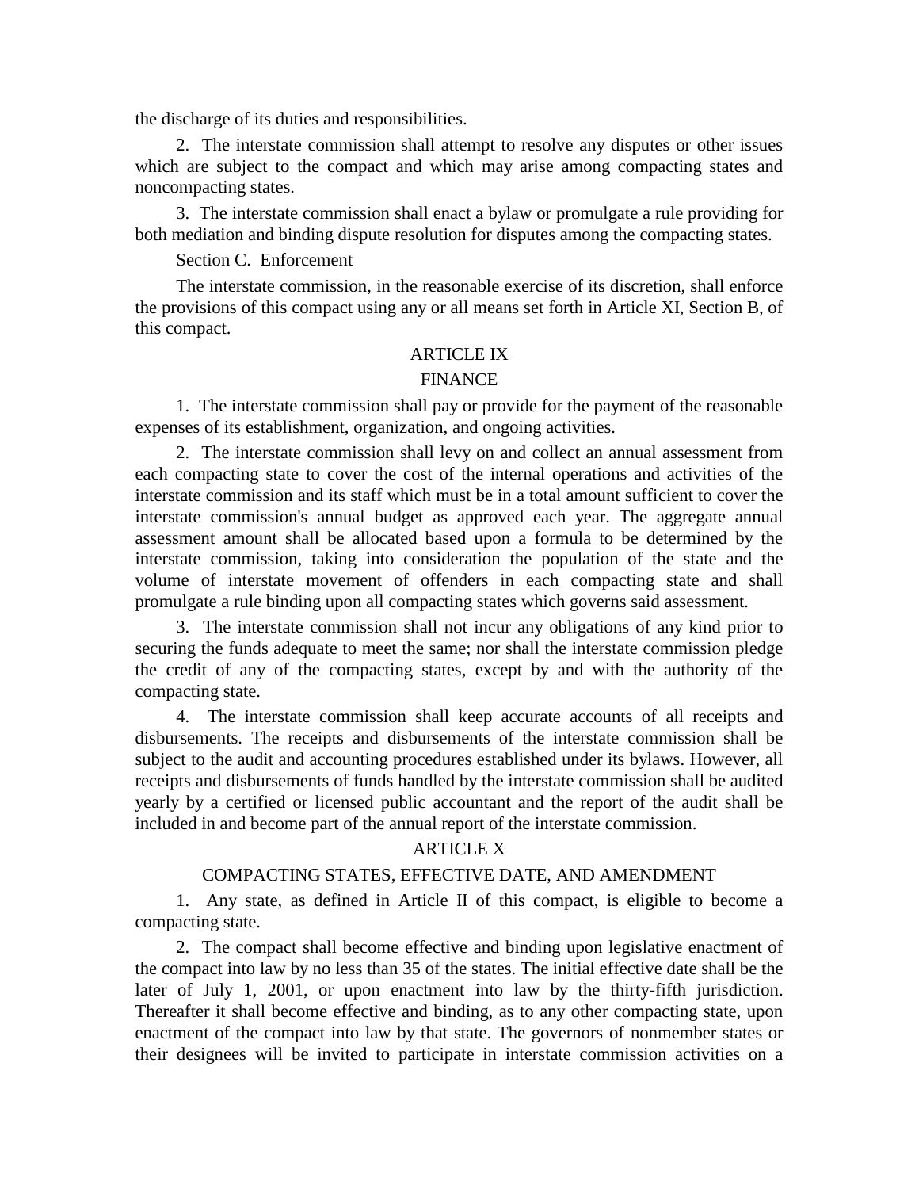the discharge of its duties and responsibilities.

2. The interstate commission shall attempt to resolve any disputes or other issues which are subject to the compact and which may arise among compacting states and noncompacting states.

3. The interstate commission shall enact a bylaw or promulgate a rule providing for both mediation and binding dispute resolution for disputes among the compacting states.

Section C. Enforcement

The interstate commission, in the reasonable exercise of its discretion, shall enforce the provisions of this compact using any or all means set forth in Article XI, Section B, of this compact.

## ARTICLE IX

## FINANCE

1. The interstate commission shall pay or provide for the payment of the reasonable expenses of its establishment, organization, and ongoing activities.

2. The interstate commission shall levy on and collect an annual assessment from each compacting state to cover the cost of the internal operations and activities of the interstate commission and its staff which must be in a total amount sufficient to cover the interstate commission's annual budget as approved each year. The aggregate annual assessment amount shall be allocated based upon a formula to be determined by the interstate commission, taking into consideration the population of the state and the volume of interstate movement of offenders in each compacting state and shall promulgate a rule binding upon all compacting states which governs said assessment.

3. The interstate commission shall not incur any obligations of any kind prior to securing the funds adequate to meet the same; nor shall the interstate commission pledge the credit of any of the compacting states, except by and with the authority of the compacting state.

4. The interstate commission shall keep accurate accounts of all receipts and disbursements. The receipts and disbursements of the interstate commission shall be subject to the audit and accounting procedures established under its bylaws. However, all receipts and disbursements of funds handled by the interstate commission shall be audited yearly by a certified or licensed public accountant and the report of the audit shall be included in and become part of the annual report of the interstate commission.

## ARTICLE X

## COMPACTING STATES, EFFECTIVE DATE, AND AMENDMENT

1. Any state, as defined in Article II of this compact, is eligible to become a compacting state.

2. The compact shall become effective and binding upon legislative enactment of the compact into law by no less than 35 of the states. The initial effective date shall be the later of July 1, 2001, or upon enactment into law by the thirty-fifth jurisdiction. Thereafter it shall become effective and binding, as to any other compacting state, upon enactment of the compact into law by that state. The governors of nonmember states or their designees will be invited to participate in interstate commission activities on a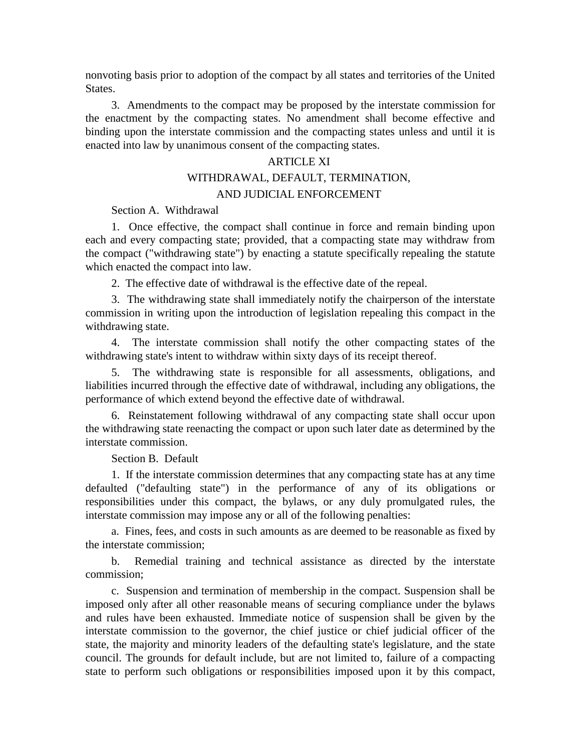nonvoting basis prior to adoption of the compact by all states and territories of the United States.

3. Amendments to the compact may be proposed by the interstate commission for the enactment by the compacting states. No amendment shall become effective and binding upon the interstate commission and the compacting states unless and until it is enacted into law by unanimous consent of the compacting states.

## ARTICLE XI

## WITHDRAWAL, DEFAULT, TERMINATION, AND JUDICIAL ENFORCEMENT

Section A. Withdrawal

1. Once effective, the compact shall continue in force and remain binding upon each and every compacting state; provided, that a compacting state may withdraw from the compact ("withdrawing state") by enacting a statute specifically repealing the statute which enacted the compact into law.

2. The effective date of withdrawal is the effective date of the repeal.

3. The withdrawing state shall immediately notify the chairperson of the interstate commission in writing upon the introduction of legislation repealing this compact in the withdrawing state.

4. The interstate commission shall notify the other compacting states of the withdrawing state's intent to withdraw within sixty days of its receipt thereof.

5. The withdrawing state is responsible for all assessments, obligations, and liabilities incurred through the effective date of withdrawal, including any obligations, the performance of which extend beyond the effective date of withdrawal.

6. Reinstatement following withdrawal of any compacting state shall occur upon the withdrawing state reenacting the compact or upon such later date as determined by the interstate commission.

Section B. Default

1. If the interstate commission determines that any compacting state has at any time defaulted ("defaulting state") in the performance of any of its obligations or responsibilities under this compact, the bylaws, or any duly promulgated rules, the interstate commission may impose any or all of the following penalties:

a. Fines, fees, and costs in such amounts as are deemed to be reasonable as fixed by the interstate commission;

b. Remedial training and technical assistance as directed by the interstate commission;

c. Suspension and termination of membership in the compact. Suspension shall be imposed only after all other reasonable means of securing compliance under the bylaws and rules have been exhausted. Immediate notice of suspension shall be given by the interstate commission to the governor, the chief justice or chief judicial officer of the state, the majority and minority leaders of the defaulting state's legislature, and the state council. The grounds for default include, but are not limited to, failure of a compacting state to perform such obligations or responsibilities imposed upon it by this compact,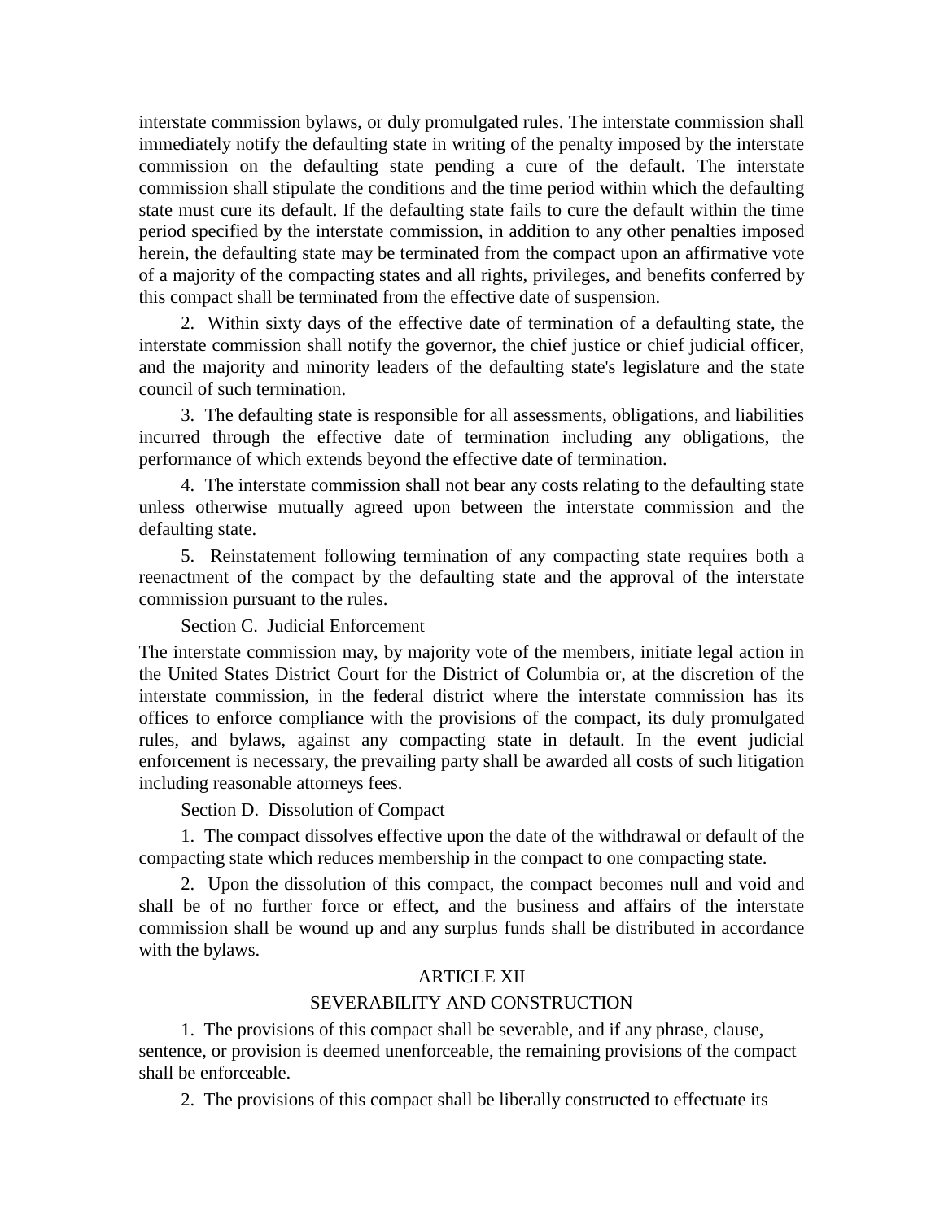interstate commission bylaws, or duly promulgated rules. The interstate commission shall immediately notify the defaulting state in writing of the penalty imposed by the interstate commission on the defaulting state pending a cure of the default. The interstate commission shall stipulate the conditions and the time period within which the defaulting state must cure its default. If the defaulting state fails to cure the default within the time period specified by the interstate commission, in addition to any other penalties imposed herein, the defaulting state may be terminated from the compact upon an affirmative vote of a majority of the compacting states and all rights, privileges, and benefits conferred by this compact shall be terminated from the effective date of suspension.

2. Within sixty days of the effective date of termination of a defaulting state, the interstate commission shall notify the governor, the chief justice or chief judicial officer, and the majority and minority leaders of the defaulting state's legislature and the state council of such termination.

3. The defaulting state is responsible for all assessments, obligations, and liabilities incurred through the effective date of termination including any obligations, the performance of which extends beyond the effective date of termination.

4. The interstate commission shall not bear any costs relating to the defaulting state unless otherwise mutually agreed upon between the interstate commission and the defaulting state.

5. Reinstatement following termination of any compacting state requires both a reenactment of the compact by the defaulting state and the approval of the interstate commission pursuant to the rules.

Section C. Judicial Enforcement

The interstate commission may, by majority vote of the members, initiate legal action in the United States District Court for the District of Columbia or, at the discretion of the interstate commission, in the federal district where the interstate commission has its offices to enforce compliance with the provisions of the compact, its duly promulgated rules, and bylaws, against any compacting state in default. In the event judicial enforcement is necessary, the prevailing party shall be awarded all costs of such litigation including reasonable attorneys fees.

Section D. Dissolution of Compact

1. The compact dissolves effective upon the date of the withdrawal or default of the compacting state which reduces membership in the compact to one compacting state.

2. Upon the dissolution of this compact, the compact becomes null and void and shall be of no further force or effect, and the business and affairs of the interstate commission shall be wound up and any surplus funds shall be distributed in accordance with the bylaws.

## ARTICLE XII

## SEVERABILITY AND CONSTRUCTION

1. The provisions of this compact shall be severable, and if any phrase, clause, sentence, or provision is deemed unenforceable, the remaining provisions of the compact shall be enforceable.

2. The provisions of this compact shall be liberally constructed to effectuate its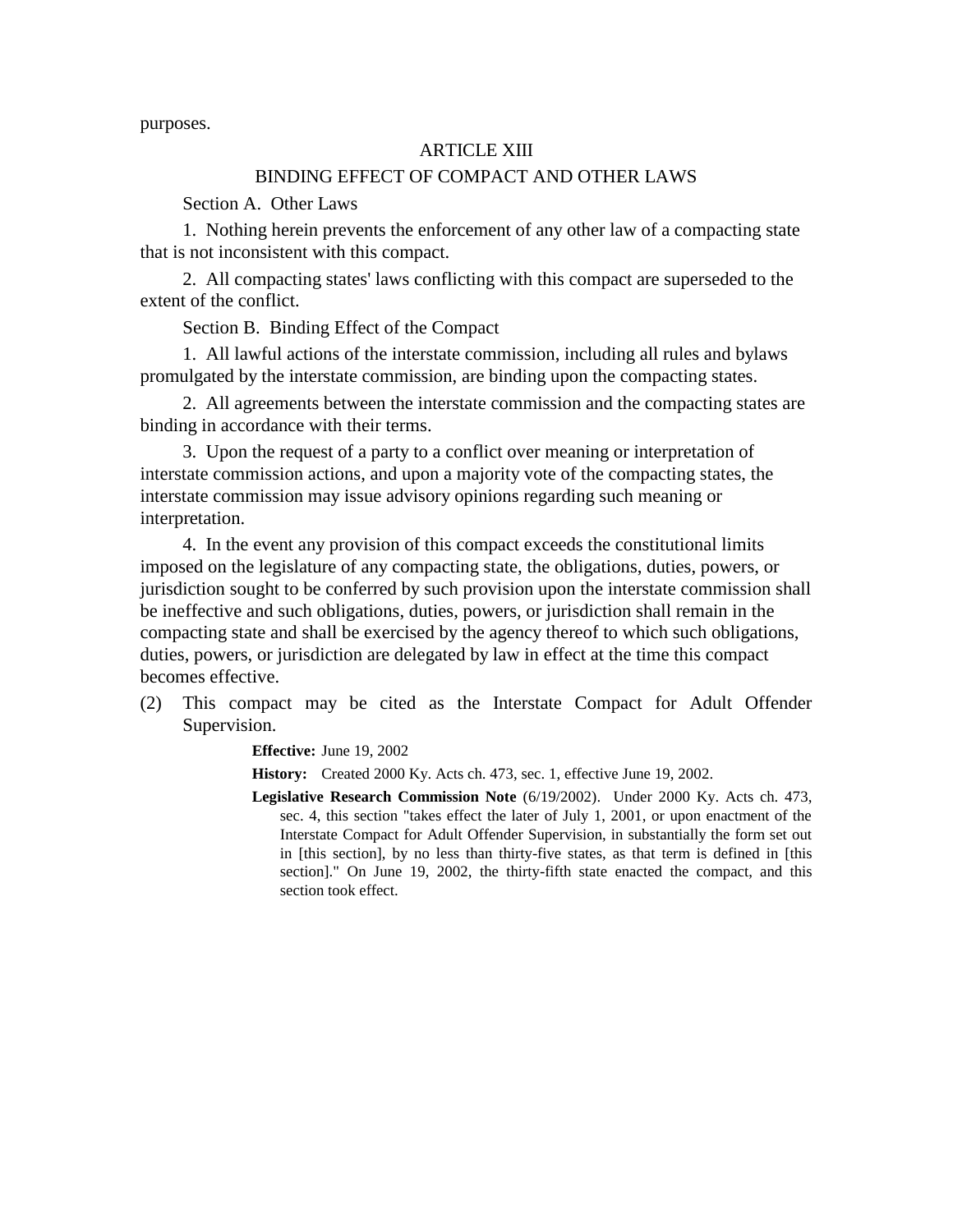purposes.

ARTICLE XIII

BINDING EFFECT OF COMPACT AND OTHER LAWS

Section A. Other Laws

1. Nothing herein prevents the enforcement of any other law of a compacting state that is not inconsistent with this compact.

2. All compacting states' laws conflicting with this compact are superseded to the extent of the conflict.

Section B. Binding Effect of the Compact

1. All lawful actions of the interstate commission, including all rules and bylaws promulgated by the interstate commission, are binding upon the compacting states.

2. All agreements between the interstate commission and the compacting states are binding in accordance with their terms.

3. Upon the request of a party to a conflict over meaning or interpretation of interstate commission actions, and upon a majority vote of the compacting states, the interstate commission may issue advisory opinions regarding such meaning or interpretation.

4. In the event any provision of this compact exceeds the constitutional limits imposed on the legislature of any compacting state, the obligations, duties, powers, or jurisdiction sought to be conferred by such provision upon the interstate commission shall be ineffective and such obligations, duties, powers, or jurisdiction shall remain in the compacting state and shall be exercised by the agency thereof to which such obligations, duties, powers, or jurisdiction are delegated by law in effect at the time this compact becomes effective.

(2) This compact may be cited as the Interstate Compact for Adult Offender Supervision.

**Effective:** June 19, 2002

**History:** Created 2000 Ky. Acts ch. 473, sec. 1, effective June 19, 2002.

**Legislative Research Commission Note** (6/19/2002). Under 2000 Ky. Acts ch. 473, sec. 4, this section "takes effect the later of July 1, 2001, or upon enactment of the Interstate Compact for Adult Offender Supervision, in substantially the form set out in [this section], by no less than thirty-five states, as that term is defined in [this section]." On June 19, 2002, the thirty-fifth state enacted the compact, and this section took effect.